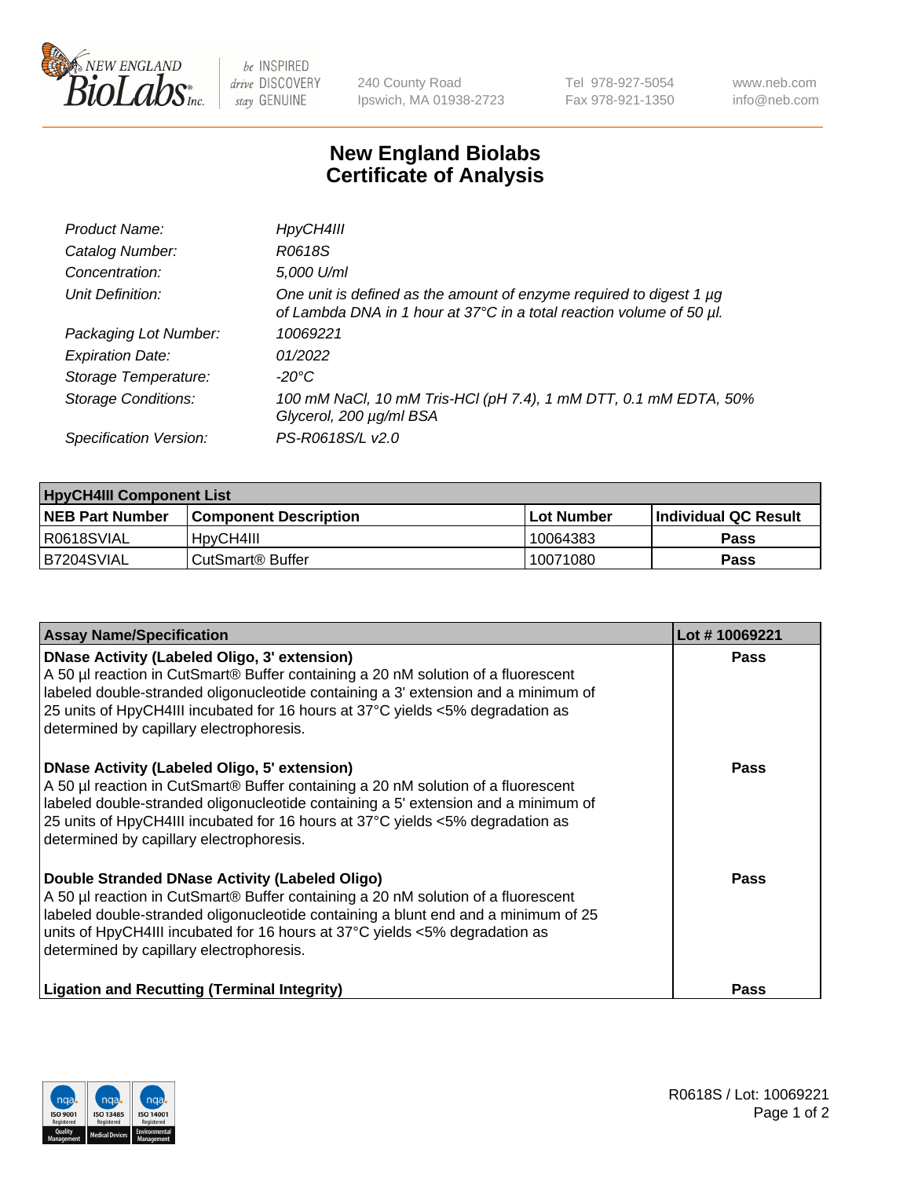# New England Biolabs Certificate of Analysis

| | |
|---|---|
| *Product Name:* | *HpyCH4III* |
| *Catalog Number:* | *R0618S* |
| *Concentration:* | *5,000 U/ml* |
| *Unit Definition:* | *One unit is defined as the amount of enzyme required to digest 1 µg of Lambda DNA in 1 hour at 37°C in a total reaction volume of 50 µl.* |
| *Packaging Lot Number:* | *10069221* |
| *Expiration Date:* | *01/2022* |
| *Storage Temperature:* | *-20°C* |
| *Storage Conditions:* | *100 mM NaCl, 10 mM Tris-HCl (pH 7.4), 1 mM DTT, 0.1 mM EDTA, 50% Glycerol, 200 µg/ml BSA* |
| *Specification Version:* | *PS-R0618S/L v2.0* |

| HpyCH4III Component List | | | |
|---|---|---|---|
| **NEB Part Number** | **Component Description** | **Lot Number** | **Individual QC Result** |
| R0618SVIAL | HpyCH4III | 10064383 | **Pass** |
| B7204SVIAL | CutSmart® Buffer | 10071080 | **Pass** |

| Assay Name/Specification | Lot # 10069221 |
|---|---|
| **DNase Activity (Labeled Oligo, 3' extension)**<br>A 50 µl reaction in CutSmart® Buffer containing a 20 nM solution of a fluorescent labeled double-stranded oligonucleotide containing a 3' extension and a minimum of 25 units of HpyCH4III incubated for 16 hours at 37°C yields <5% degradation as determined by capillary electrophoresis. | **Pass** |
| **DNase Activity (Labeled Oligo, 5' extension)**<br>A 50 µl reaction in CutSmart® Buffer containing a 20 nM solution of a fluorescent labeled double-stranded oligonucleotide containing a 5' extension and a minimum of 25 units of HpyCH4III incubated for 16 hours at 37°C yields <5% degradation as determined by capillary electrophoresis. | **Pass** |
| **Double Stranded DNase Activity (Labeled Oligo)**<br>A 50 µl reaction in CutSmart® Buffer containing a 20 nM solution of a fluorescent labeled double-stranded oligonucleotide containing a blunt end and a minimum of 25 units of HpyCH4III incubated for 16 hours at 37°C yields <5% degradation as determined by capillary electrophoresis. | **Pass** |
| **Ligation and Recutting (Terminal Integrity)** | **Pass** |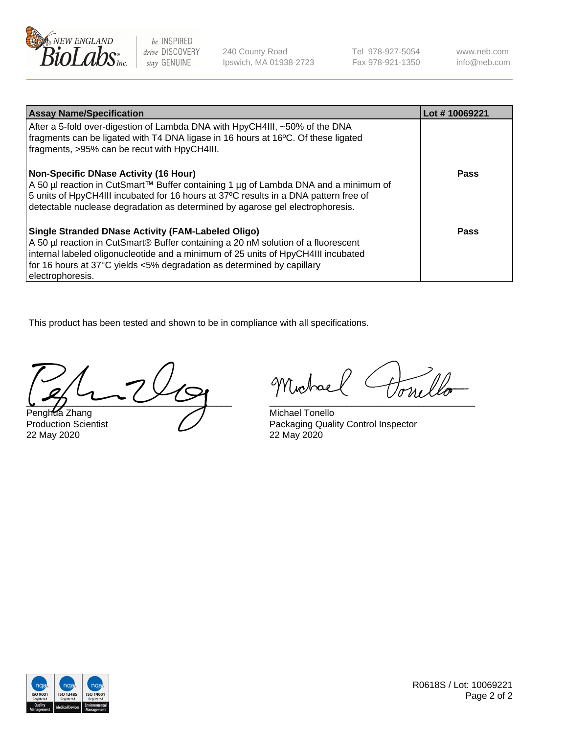| Assay Name/Specification | Lot # 10069221 |
|---|---|
| After a 5-fold over-digestion of Lambda DNA with HpyCH4III, ~50% of the DNA fragments can be ligated with T4 DNA ligase in 16 hours at 16ºC. Of these ligated fragments, >95% can be recut with HpyCH4III. | |
| **Non-Specific DNase Activity (16 Hour)**<br>A 50 µl reaction in CutSmart™ Buffer containing 1 µg of Lambda DNA and a minimum of 5 units of HpyCH4III incubated for 16 hours at 37ºC results in a DNA pattern free of detectable nuclease degradation as determined by agarose gel electrophoresis. | **Pass** |
| **Single Stranded DNase Activity (FAM-Labeled Oligo)**<br>A 50 µl reaction in CutSmart® Buffer containing a 20 nM solution of a fluorescent internal labeled oligonucleotide and a minimum of 25 units of HpyCH4III incubated for 16 hours at 37°C yields <5% degradation as determined by capillary electrophoresis. | **Pass** |

This product has been tested and shown to be in compliance with all specifications.

Penghua Zhang
Production Scientist
22 May 2020

Michael Tonello
Packaging Quality Control Inspector
22 May 2020

R0618S / Lot: 10069221